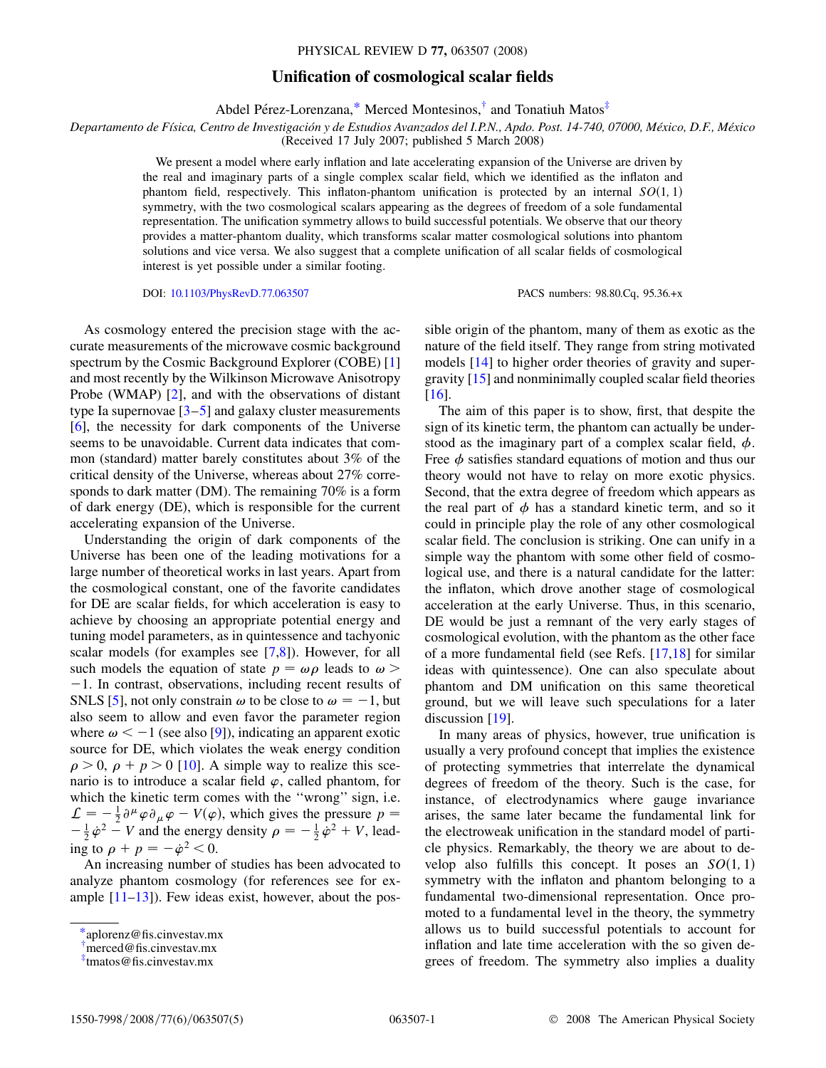# Unification of cosmological scalar fields

Abdel Pérez-Lorenzana,* Merced Montesinos,† and Tonatiuh Matos‡

*Departamento de Física, Centro de Investigación y de Estudios Avanzados del I.P.N., Apdo. Post. 14-740, 07000, México, D.F., México*
(Received 17 July 2007; published 5 March 2008)

We present a model where early inflation and late accelerating expansion of the Universe are driven by the real and imaginary parts of a single complex scalar field, which we identified as the inflaton and phantom field, respectively. This inflaton-phantom unification is protected by an internal $SO(1, 1)$ symmetry, with the two cosmological scalars appearing as the degrees of freedom of a sole fundamental representation. The unification symmetry allows to build successful potentials. We observe that our theory provides a matter-phantom duality, which transforms scalar matter cosmological solutions into phantom solutions and vice versa. We also suggest that a complete unification of all scalar fields of cosmological interest is yet possible under a similar footing.

DOI: 10.1103/PhysRevD.77.063507 PACS numbers: 98.80.Cq, 95.36.+x

As cosmology entered the precision stage with the accurate measurements of the microwave cosmic background spectrum by the Cosmic Background Explorer (COBE) [1] and most recently by the Wilkinson Microwave Anisotropy Probe (WMAP) [2], and with the observations of distant type Ia supernovae [3–5] and galaxy cluster measurements [6], the necessity for dark components of the Universe seems to be unavoidable. Current data indicates that common (standard) matter barely constitutes about 3% of the critical density of the Universe, whereas about 27% corresponds to dark matter (DM). The remaining 70% is a form of dark energy (DE), which is responsible for the current accelerating expansion of the Universe.

Understanding the origin of dark components of the Universe has been one of the leading motivations for a large number of theoretical works in last years. Apart from the cosmological constant, one of the favorite candidates for DE are scalar fields, for which acceleration is easy to achieve by choosing an appropriate potential energy and tuning model parameters, as in quintessence and tachyonic scalar models (for examples see [7,8]). However, for all such models the equation of state $p = \omega\rho$ leads to $\omega > -1$. In contrast, observations, including recent results of SNLS [5], not only constrain $\omega$ to be close to $\omega = -1$, but also seem to allow and even favor the parameter region where $\omega < -1$ (see also [9]), indicating an apparent exotic source for DE, which violates the weak energy condition $\rho > 0$, $\rho + p > 0$ [10]. A simple way to realize this scenario is to introduce a scalar field $\varphi$, called phantom, for which the kinetic term comes with the "wrong" sign, i.e. $\mathcal{L} = -\frac{1}{2}\partial^\mu\varphi\partial_\mu\varphi - V(\varphi)$, which gives the pressure $p = -\frac{1}{2}\dot{\varphi}^2 - V$ and the energy density $\rho = -\frac{1}{2}\dot{\varphi}^2 + V$, leading to $\rho + p = -\dot{\varphi}^2 < 0$.

An increasing number of studies has been advocated to analyze phantom cosmology (for references see for example [11–13]). Few ideas exist, however, about the possible origin of the phantom, many of them as exotic as the nature of the field itself. They range from string motivated models [14] to higher order theories of gravity and supergravity [15] and nonminimally coupled scalar field theories [16].

The aim of this paper is to show, first, that despite the sign of its kinetic term, the phantom can actually be understood as the imaginary part of a complex scalar field, $\phi$. Free $\phi$ satisfies standard equations of motion and thus our theory would not have to relay on more exotic physics. Second, that the extra degree of freedom which appears as the real part of $\phi$ has a standard kinetic term, and so it could in principle play the role of any other cosmological scalar field. The conclusion is striking. One can unify in a simple way the phantom with some other field of cosmological use, and there is a natural candidate for the latter: the inflaton, which drove another stage of cosmological acceleration at the early Universe. Thus, in this scenario, DE would be just a remnant of the very early stages of cosmological evolution, with the phantom as the other face of a more fundamental field (see Refs. [17,18] for similar ideas with quintessence). One can also speculate about phantom and DM unification on this same theoretical ground, but we will leave such speculations for a later discussion [19].

In many areas of physics, however, true unification is usually a very profound concept that implies the existence of protecting symmetries that interrelate the dynamical degrees of freedom of the theory. Such is the case, for instance, of electrodynamics where gauge invariance arises, the same later became the fundamental link for the electroweak unification in the standard model of particle physics. Remarkably, the theory we are about to develop also fulfills this concept. It poses an $SO(1, 1)$ symmetry with the inflaton and phantom belonging to a fundamental two-dimensional representation. Once promoted to a fundamental level in the theory, the symmetry allows us to build successful potentials to account for inflation and late time acceleration with the so given degrees of freedom. The symmetry also implies a duality

*aplorenz@fis.cinvestav.mx
†merced@fis.cinvestav.mx
‡tmatos@fis.cinvestav.mx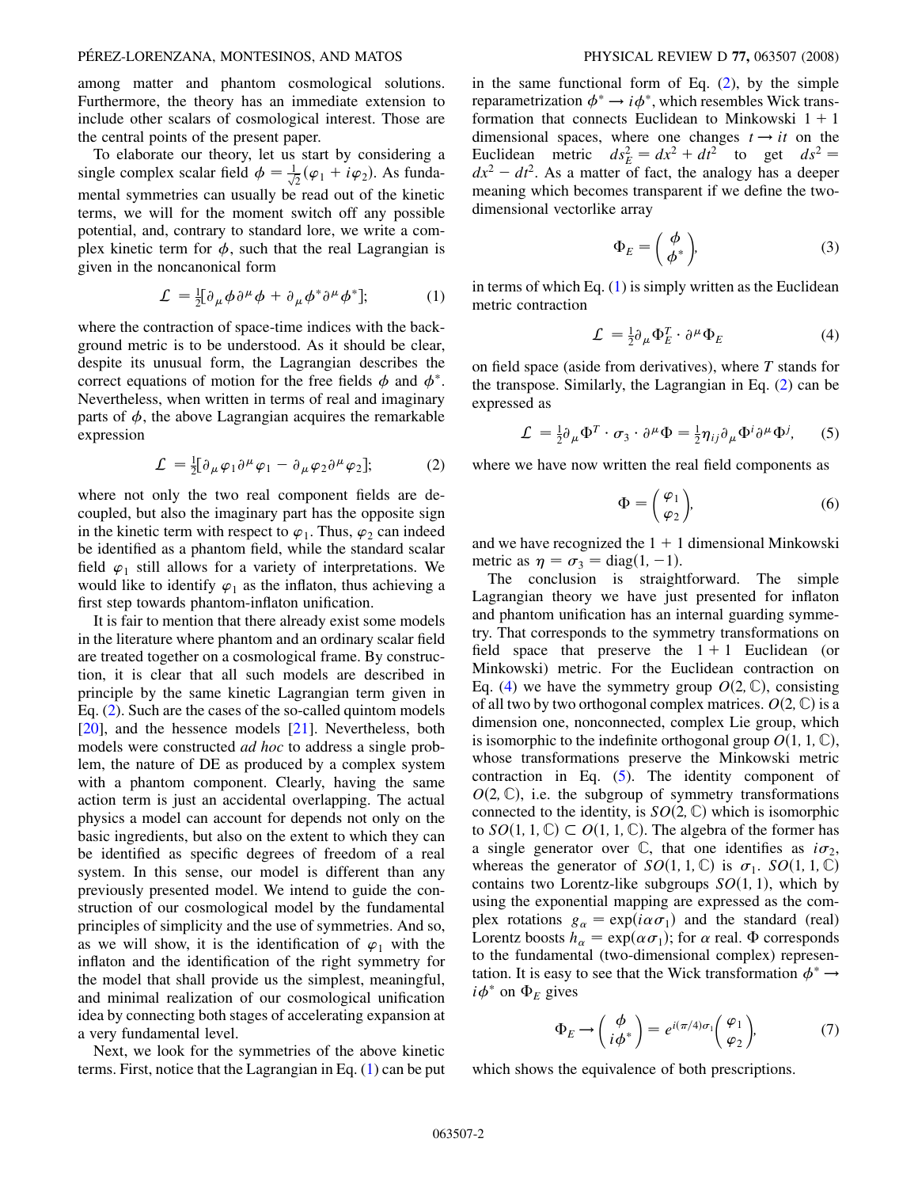among matter and phantom cosmological solutions. Furthermore, the theory has an immediate extension to include other scalars of cosmological interest. Those are the central points of the present paper.

To elaborate our theory, let us start by considering a single complex scalar field $\phi = \frac{1}{\sqrt{2}}(\varphi_1 + i\varphi_2)$. As fundamental symmetries can usually be read out of the kinetic terms, we will for the moment switch off any possible potential, and, contrary to standard lore, we write a complex kinetic term for $\phi$, such that the real Lagrangian is given in the noncanonical form

$$\mathcal{L} = \tfrac{1}{2}[\partial_\mu \phi \partial^\mu \phi + \partial_\mu \phi^* \partial^\mu \phi^*]; \tag{1}$$

where the contraction of space-time indices with the background metric is to be understood. As it should be clear, despite its unusual form, the Lagrangian describes the correct equations of motion for the free fields $\phi$ and $\phi^*$. Nevertheless, when written in terms of real and imaginary parts of $\phi$, the above Lagrangian acquires the remarkable expression

$$\mathcal{L} = \tfrac{1}{2}[\partial_\mu \varphi_1 \partial^\mu \varphi_1 - \partial_\mu \varphi_2 \partial^\mu \varphi_2]; \tag{2}$$

where not only the two real component fields are decoupled, but also the imaginary part has the opposite sign in the kinetic term with respect to $\varphi_1$. Thus, $\varphi_2$ can indeed be identified as a phantom field, while the standard scalar field $\varphi_1$ still allows for a variety of interpretations. We would like to identify $\varphi_1$ as the inflaton, thus achieving a first step towards phantom-inflaton unification.

It is fair to mention that there already exist some models in the literature where phantom and an ordinary scalar field are treated together on a cosmological frame. By construction, it is clear that all such models are described in principle by the same kinetic Lagrangian term given in Eq. (2). Such are the cases of the so-called quintom models [20], and the hessence models [21]. Nevertheless, both models were constructed *ad hoc* to address a single problem, the nature of DE as produced by a complex system with a phantom component. Clearly, having the same action term is just an accidental overlapping. The actual physics a model can account for depends not only on the basic ingredients, but also on the extent to which they can be identified as specific degrees of freedom of a real system. In this sense, our model is different than any previously presented model. We intend to guide the construction of our cosmological model by the fundamental principles of simplicity and the use of symmetries. And so, as we will show, it is the identification of $\varphi_1$ with the inflaton and the identification of the right symmetry for the model that shall provide us the simplest, meaningful, and minimal realization of our cosmological unification idea by connecting both stages of accelerating expansion at a very fundamental level.

Next, we look for the symmetries of the above kinetic terms. First, notice that the Lagrangian in Eq. (1) can be put in the same functional form of Eq. (2), by the simple reparametrization $\phi^* \to i\phi^*$, which resembles Wick transformation that connects Euclidean to Minkowski $1+1$ dimensional spaces, where one changes $t \to it$ on the Euclidean metric $ds_E^2 = dx^2 + dt^2$ to get $ds^2 = dx^2 - dt^2$. As a matter of fact, the analogy has a deeper meaning which becomes transparent if we define the two-dimensional vectorlike array

$$\Phi_E = \begin{pmatrix} \phi \\ \phi^* \end{pmatrix}, \tag{3}$$

in terms of which Eq. (1) is simply written as the Euclidean metric contraction

$$\mathcal{L} = \tfrac{1}{2}\partial_\mu \Phi_E^T \cdot \partial^\mu \Phi_E \tag{4}$$

on field space (aside from derivatives), where $T$ stands for the transpose. Similarly, the Lagrangian in Eq. (2) can be expressed as

$$\mathcal{L} = \tfrac{1}{2}\partial_\mu \Phi^T \cdot \sigma_3 \cdot \partial^\mu \Phi = \tfrac{1}{2}\eta_{ij}\partial_\mu \Phi^i \partial^\mu \Phi^j, \tag{5}$$

where we have now written the real field components as

$$\Phi = \begin{pmatrix} \varphi_1 \\ \varphi_2 \end{pmatrix}, \tag{6}$$

and we have recognized the $1+1$ dimensional Minkowski metric as $\eta = \sigma_3 = \mathrm{diag}(1, -1)$.

The conclusion is straightforward. The simple Lagrangian theory we have just presented for inflaton and phantom unification has an internal guarding symmetry. That corresponds to the symmetry transformations on field space that preserve the $1+1$ Euclidean (or Minkowski) metric. For the Euclidean contraction on Eq. (4) we have the symmetry group $O(2, \mathbb{C})$, consisting of all two by two orthogonal complex matrices. $O(2, \mathbb{C})$ is a dimension one, nonconnected, complex Lie group, which is isomorphic to the indefinite orthogonal group $O(1, 1, \mathbb{C})$, whose transformations preserve the Minkowski metric contraction in Eq. (5). The identity component of $O(2, \mathbb{C})$, i.e. the subgroup of symmetry transformations connected to the identity, is $SO(2, \mathbb{C})$ which is isomorphic to $SO(1, 1, \mathbb{C}) \subset O(1, 1, \mathbb{C})$. The algebra of the former has a single generator over $\mathbb{C}$, that one identifies as $i\sigma_2$, whereas the generator of $SO(1, 1, \mathbb{C})$ is $\sigma_1$. $SO(1, 1, \mathbb{C})$ contains two Lorentz-like subgroups $SO(1, 1)$, which by using the exponential mapping are expressed as the complex rotations $g_\alpha = \exp(i\alpha\sigma_1)$ and the standard (real) Lorentz boosts $h_\alpha = \exp(\alpha\sigma_1)$; for $\alpha$ real. $\Phi$ corresponds to the fundamental (two-dimensional complex) representation. It is easy to see that the Wick transformation $\phi^* \to i\phi^*$ on $\Phi_E$ gives

$$\Phi_E \to \begin{pmatrix} \phi \\ i\phi^* \end{pmatrix} = e^{i(\pi/4)\sigma_1}\begin{pmatrix} \varphi_1 \\ \varphi_2 \end{pmatrix}, \tag{7}$$

which shows the equivalence of both prescriptions.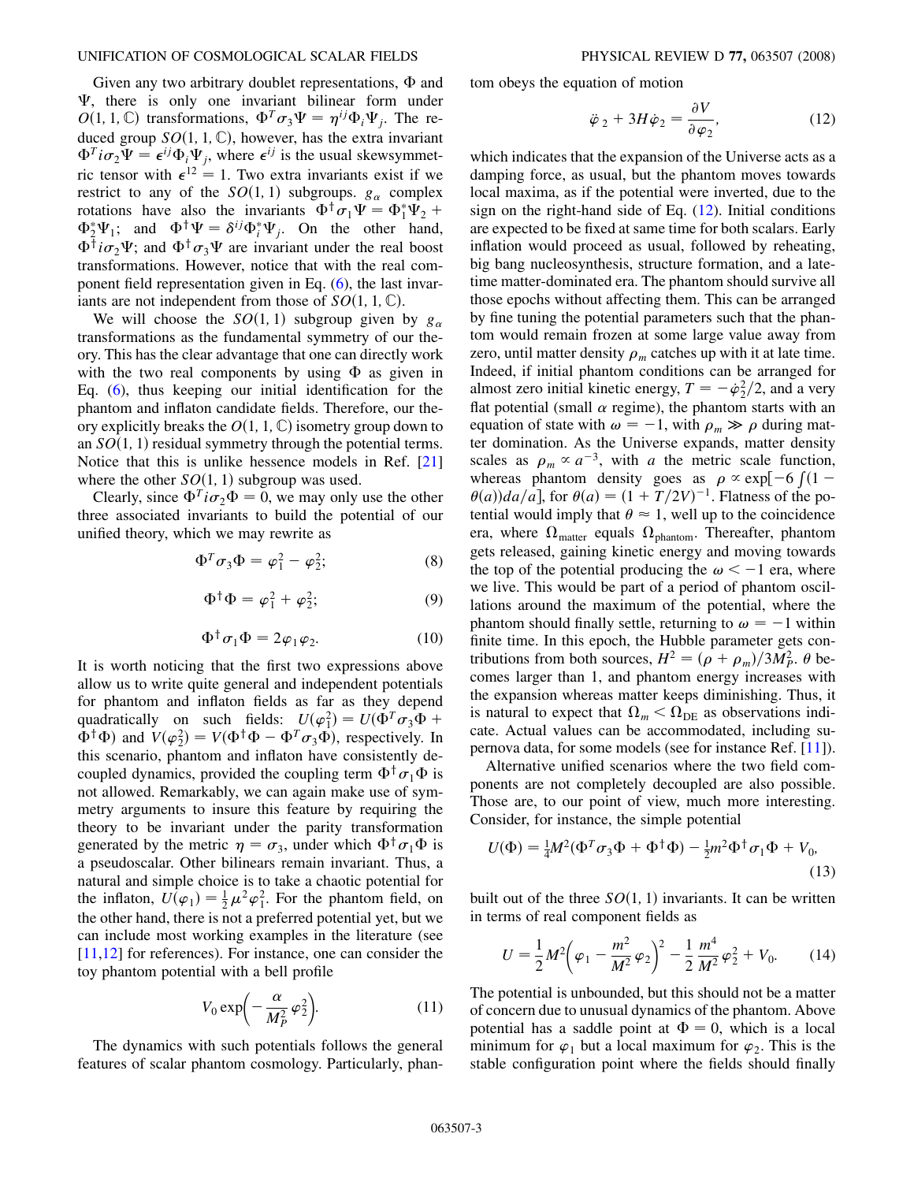Given any two arbitrary doublet representations, $\Phi$ and $\Psi$, there is only one invariant bilinear form under $O(1,1,\mathbb{C})$ transformations, $\Phi^T\sigma_3\Psi = \eta^{ij}\Phi_i\Psi_j$. The reduced group $SO(1,1,\mathbb{C})$, however, has the extra invariant $\Phi^T i\sigma_2\Psi = \epsilon^{ij}\Phi_i\Psi_j$, where $\epsilon^{ij}$ is the usual skewsymmetric tensor with $\epsilon^{12} = 1$. Two extra invariants exist if we restrict to any of the $SO(1,1)$ subgroups. $g_\alpha$ complex rotations have also the invariants $\Phi^\dagger\sigma_1\Psi = \Phi_1^*\Psi_2 + \Phi_2^*\Psi_1$; and $\Phi^\dagger\Psi = \delta^{ij}\Phi_i^*\Psi_j$. On the other hand, $\Phi^\dagger i\sigma_2\Psi$; and $\Phi^\dagger\sigma_3\Psi$ are invariant under the real boost transformations. However, notice that with the real component field representation given in Eq. (6), the last invariants are not independent from those of $SO(1,1,\mathbb{C})$.

We will choose the $SO(1,1)$ subgroup given by $g_\alpha$ transformations as the fundamental symmetry of our theory. This has the clear advantage that one can directly work with the two real components by using $\Phi$ as given in Eq. (6), thus keeping our initial identification for the phantom and inflaton candidate fields. Therefore, our theory explicitly breaks the $O(1,1,\mathbb{C})$ isometry group down to an $SO(1,1)$ residual symmetry through the potential terms. Notice that this is unlike hessence models in Ref. [21] where the other $SO(1,1)$ subgroup was used.

Clearly, since $\Phi^T i\sigma_2\Phi = 0$, we may only use the other three associated invariants to build the potential of our unified theory, which we may rewrite as

$$\Phi^T\sigma_3\Phi = \varphi_1^2 - \varphi_2^2; \tag{8}$$

$$\Phi^\dagger\Phi = \varphi_1^2 + \varphi_2^2; \tag{9}$$

$$\Phi^\dagger\sigma_1\Phi = 2\varphi_1\varphi_2. \tag{10}$$

It is worth noticing that the first two expressions above allow us to write quite general and independent potentials for phantom and inflaton fields as far as they depend quadratically on such fields: $U(\varphi_1^2) = U(\Phi^T\sigma_3\Phi + \Phi^\dagger\Phi)$ and $V(\varphi_2^2) = V(\Phi^\dagger\Phi - \Phi^T\sigma_3\Phi)$, respectively. In this scenario, phantom and inflaton have consistently decoupled dynamics, provided the coupling term $\Phi^\dagger\sigma_1\Phi$ is not allowed. Remarkably, we can again make use of symmetry arguments to insure this feature by requiring the theory to be invariant under the parity transformation generated by the metric $\eta = \sigma_3$, under which $\Phi^\dagger\sigma_1\Phi$ is a pseudoscalar. Other bilinears remain invariant. Thus, a natural and simple choice is to take a chaotic potential for the inflaton, $U(\varphi_1) = \frac{1}{2}\mu^2\varphi_1^2$. For the phantom field, on the other hand, there is not a preferred potential yet, but we can include most working examples in the literature (see [11,12] for references). For instance, one can consider the toy phantom potential with a bell profile

$$V_0\exp\left(-\frac{\alpha}{M_P^2}\varphi_2^2\right). \tag{11}$$

The dynamics with such potentials follows the general features of scalar phantom cosmology. Particularly, phantom obeys the equation of motion

$$\ddot{\varphi}_2 + 3H\dot{\varphi}_2 = \frac{\partial V}{\partial\varphi_2}, \tag{12}$$

which indicates that the expansion of the Universe acts as a damping force, as usual, but the phantom moves towards local maxima, as if the potential were inverted, due to the sign on the right-hand side of Eq. (12). Initial conditions are expected to be fixed at same time for both scalars. Early inflation would proceed as usual, followed by reheating, big bang nucleosynthesis, structure formation, and a late-time matter-dominated era. The phantom should survive all those epochs without affecting them. This can be arranged by fine tuning the potential parameters such that the phantom would remain frozen at some large value away from zero, until matter density $\rho_m$ catches up with it at late time. Indeed, if initial phantom conditions can be arranged for almost zero initial kinetic energy, $T = -\dot{\varphi}_2^2/2$, and a very flat potential (small $\alpha$ regime), the phantom starts with an equation of state with $\omega = -1$, with $\rho_m \gg \rho$ during matter domination. As the Universe expands, matter density scales as $\rho_m \propto a^{-3}$, with $a$ the metric scale function, whereas phantom density goes as $\rho \propto \exp[-6\int(1-\theta(a))da/a]$, for $\theta(a) = (1 + T/2V)^{-1}$. Flatness of the potential would imply that $\theta \approx 1$, well up to the coincidence era, where $\Omega_{\text{matter}}$ equals $\Omega_{\text{phantom}}$. Thereafter, phantom gets released, gaining kinetic energy and moving towards the top of the potential producing the $\omega < -1$ era, where we live. This would be part of a period of phantom oscillations around the maximum of the potential, where the phantom should finally settle, returning to $\omega = -1$ within finite time. In this epoch, the Hubble parameter gets contributions from both sources, $H^2 = (\rho + \rho_m)/3M_P^2$. $\theta$ becomes larger than 1, and phantom energy increases with the expansion whereas matter keeps diminishing. Thus, it is natural to expect that $\Omega_m < \Omega_{\text{DE}}$ as observations indicate. Actual values can be accommodated, including supernova data, for some models (see for instance Ref. [11]).

Alternative unified scenarios where the two field components are not completely decoupled are also possible. Those are, to our point of view, much more interesting. Consider, for instance, the simple potential

$$U(\Phi) = \tfrac{1}{4}M^2(\Phi^T\sigma_3\Phi + \Phi^\dagger\Phi) - \tfrac{1}{2}m^2\Phi^\dagger\sigma_1\Phi + V_0, \tag{13}$$

built out of the three $SO(1,1)$ invariants. It can be written in terms of real component fields as

$$U = \frac{1}{2}M^2\left(\varphi_1 - \frac{m^2}{M^2}\varphi_2\right)^2 - \frac{1}{2}\frac{m^4}{M^2}\varphi_2^2 + V_0. \tag{14}$$

The potential is unbounded, but this should not be a matter of concern due to unusual dynamics of the phantom. Above potential has a saddle point at $\Phi = 0$, which is a local minimum for $\varphi_1$ but a local maximum for $\varphi_2$. This is the stable configuration point where the fields should finally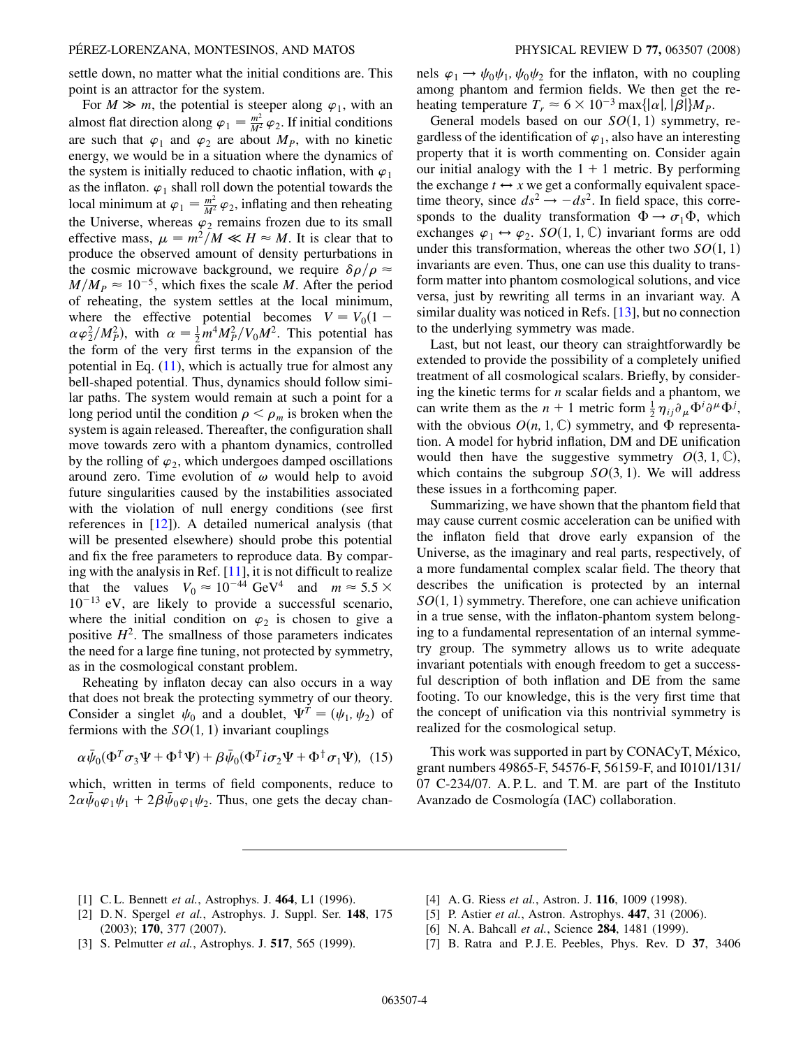settle down, no matter what the initial conditions are. This point is an attractor for the system.

For $M \gg m$, the potential is steeper along $\varphi_1$, with an almost flat direction along $\varphi_1 = \frac{m^2}{M^2}\varphi_2$. If initial conditions are such that $\varphi_1$ and $\varphi_2$ are about $M_P$, with no kinetic energy, we would be in a situation where the dynamics of the system is initially reduced to chaotic inflation, with $\varphi_1$ as the inflaton. $\varphi_1$ shall roll down the potential towards the local minimum at $\varphi_1 = \frac{m^2}{M^2}\varphi_2$, inflating and then reheating the Universe, whereas $\varphi_2$ remains frozen due to its small effective mass, $\mu = m^2/M \ll H \approx M$. It is clear that to produce the observed amount of density perturbations in the cosmic microwave background, we require $\delta\rho/\rho \approx M/M_P \approx 10^{-5}$, which fixes the scale $M$. After the period of reheating, the system settles at the local minimum, where the effective potential becomes $V = V_0(1 - \alpha\varphi_2^2/M_P^2)$, with $\alpha = \frac{1}{2}m^4M_P^2/V_0M^2$. This potential has the form of the very first terms in the expansion of the potential in Eq. (11), which is actually true for almost any bell-shaped potential. Thus, dynamics should follow similar paths. The system would remain at such a point for a long period until the condition $\rho < \rho_m$ is broken when the system is again released. Thereafter, the configuration shall move towards zero with a phantom dynamics, controlled by the rolling of $\varphi_2$, which undergoes damped oscillations around zero. Time evolution of $\omega$ would help to avoid future singularities caused by the instabilities associated with the violation of null energy conditions (see first references in [12]). A detailed numerical analysis (that will be presented elsewhere) should probe this potential and fix the free parameters to reproduce data. By comparing with the analysis in Ref. [11], it is not difficult to realize that the values $V_0 \approx 10^{-44}$ GeV$^4$ and $m \approx 5.5 \times 10^{-13}$ eV, are likely to provide a successful scenario, where the initial condition on $\varphi_2$ is chosen to give a positive $H^2$. The smallness of those parameters indicates the need for a large fine tuning, not protected by symmetry, as in the cosmological constant problem.

Reheating by inflaton decay can also occurs in a way that does not break the protecting symmetry of our theory. Consider a singlet $\psi_0$ and a doublet, $\Psi^T = (\psi_1, \psi_2)$ of fermions with the $SO(1, 1)$ invariant couplings

$$\alpha\bar{\psi}_0(\Phi^T\sigma_3\Psi + \Phi^\dagger\Psi) + \beta\bar{\psi}_0(\Phi^T i\sigma_2\Psi + \Phi^\dagger\sigma_1\Psi), \quad (15)$$

which, written in terms of field components, reduce to $2\alpha\bar{\psi}_0\varphi_1\psi_1 + 2\beta\bar{\psi}_0\varphi_1\psi_2$. Thus, one gets the decay channels $\varphi_1 \to \psi_0\psi_1, \psi_0\psi_2$ for the inflaton, with no coupling among phantom and fermion fields. We then get the reheating temperature $T_r \approx 6 \times 10^{-3}\max\{|\alpha|, |\beta|\}M_P$.

General models based on our $SO(1, 1)$ symmetry, regardless of the identification of $\varphi_1$, also have an interesting property that it is worth commenting on. Consider again our initial analogy with the $1 + 1$ metric. By performing the exchange $t \leftrightarrow x$ we get a conformally equivalent spacetime theory, since $ds^2 \to -ds^2$. In field space, this corresponds to the duality transformation $\Phi \to \sigma_1\Phi$, which exchanges $\varphi_1 \leftrightarrow \varphi_2$. $SO(1, 1, \mathbb{C})$ invariant forms are odd under this transformation, whereas the other two $SO(1, 1)$ invariants are even. Thus, one can use this duality to transform matter into phantom cosmological solutions, and vice versa, just by rewriting all terms in an invariant way. A similar duality was noticed in Refs. [13], but no connection to the underlying symmetry was made.

Last, but not least, our theory can straightforwardly be extended to provide the possibility of a completely unified treatment of all cosmological scalars. Briefly, by considering the kinetic terms for $n$ scalar fields and a phantom, we can write them as the $n + 1$ metric form $\frac{1}{2}\eta_{ij}\partial_\mu\Phi^i\partial^\mu\Phi^j$, with the obvious $O(n, 1, \mathbb{C})$ symmetry, and $\Phi$ representation. A model for hybrid inflation, DM and DE unification would then have the suggestive symmetry $O(3, 1, \mathbb{C})$, which contains the subgroup $SO(3, 1)$. We will address these issues in a forthcoming paper.

Summarizing, we have shown that the phantom field that may cause current cosmic acceleration can be unified with the inflaton field that drove early expansion of the Universe, as the imaginary and real parts, respectively, of a more fundamental complex scalar field. The theory that describes the unification is protected by an internal $SO(1, 1)$ symmetry. Therefore, one can achieve unification in a true sense, with the inflaton-phantom system belonging to a fundamental representation of an internal symmetry group. The symmetry allows us to write adequate invariant potentials with enough freedom to get a successful description of both inflation and DE from the same footing. To our knowledge, this is the very first time that the concept of unification via this nontrivial symmetry is realized for the cosmological setup.

This work was supported in part by CONACyT, México, grant numbers 49865-F, 54576-F, 56159-F, and I0101/131/07 C-234/07. A. P. L. and T. M. are part of the Instituto Avanzado de Cosmología (IAC) collaboration.

---

[1] C. L. Bennett *et al.*, Astrophys. J. **464**, L1 (1996).
[2] D. N. Spergel *et al.*, Astrophys. J. Suppl. Ser. **148**, 175 (2003); **170**, 377 (2007).
[3] S. Pelmutter *et al.*, Astrophys. J. **517**, 565 (1999).
[4] A. G. Riess *et al.*, Astron. J. **116**, 1009 (1998).
[5] P. Astier *et al.*, Astron. Astrophys. **447**, 31 (2006).
[6] N. A. Bahcall *et al.*, Science **284**, 1481 (1999).
[7] B. Ratra and P. J. E. Peebles, Phys. Rev. D **37**, 3406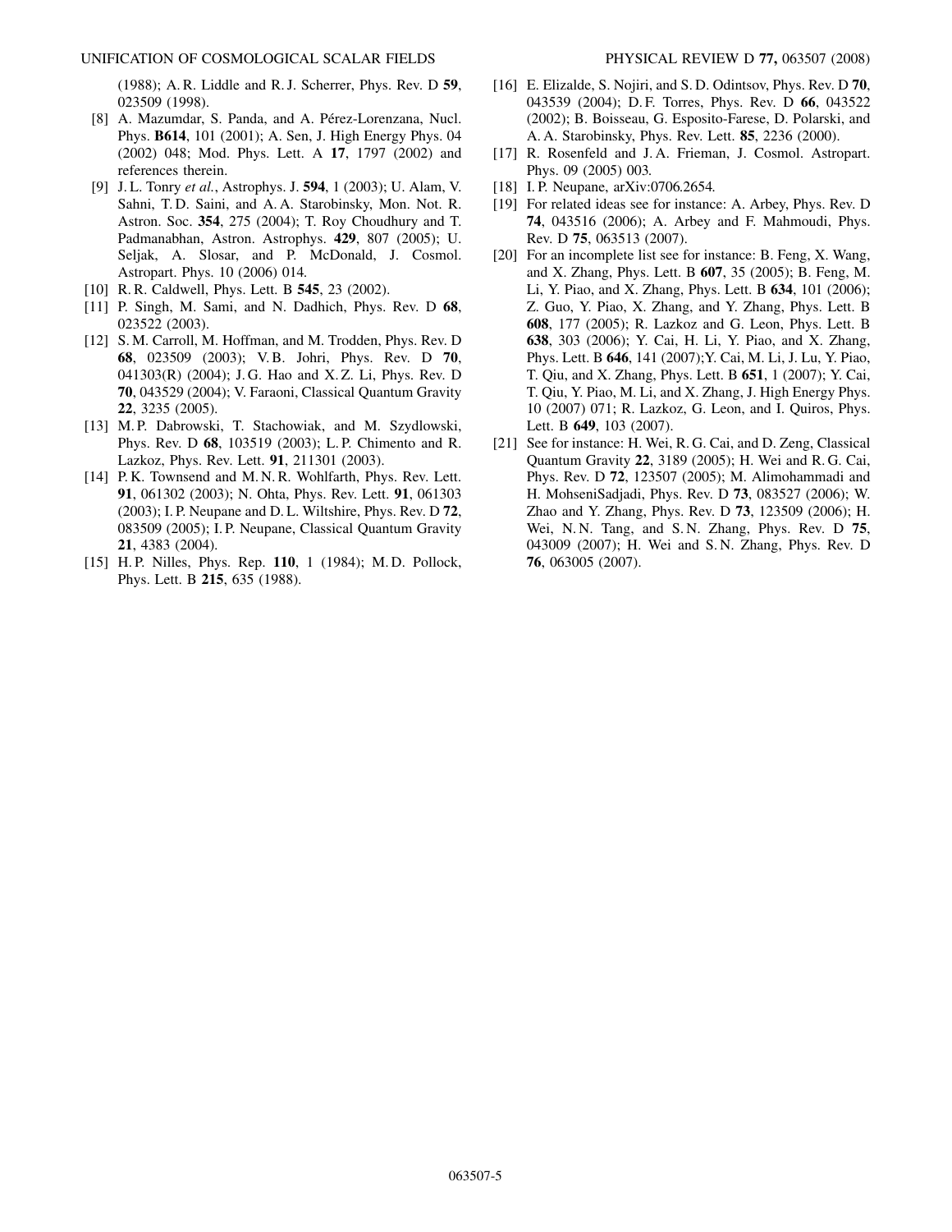(1988); A. R. Liddle and R. J. Scherrer, Phys. Rev. D **59**, 023509 (1998).

[8] A. Mazumdar, S. Panda, and A. Pérez-Lorenzana, Nucl. Phys. **B614**, 101 (2001); A. Sen, J. High Energy Phys. 04 (2002) 048; Mod. Phys. Lett. A **17**, 1797 (2002) and references therein.

[9] J. L. Tonry *et al.*, Astrophys. J. **594**, 1 (2003); U. Alam, V. Sahni, T. D. Saini, and A. A. Starobinsky, Mon. Not. R. Astron. Soc. **354**, 275 (2004); T. Roy Choudhury and T. Padmanabhan, Astron. Astrophys. **429**, 807 (2005); U. Seljak, A. Slosar, and P. McDonald, J. Cosmol. Astropart. Phys. 10 (2006) 014.

[10] R. R. Caldwell, Phys. Lett. B **545**, 23 (2002).

[11] P. Singh, M. Sami, and N. Dadhich, Phys. Rev. D **68**, 023522 (2003).

[12] S. M. Carroll, M. Hoffman, and M. Trodden, Phys. Rev. D **68**, 023509 (2003); V. B. Johri, Phys. Rev. D **70**, 041303(R) (2004); J. G. Hao and X. Z. Li, Phys. Rev. D **70**, 043529 (2004); V. Faraoni, Classical Quantum Gravity **22**, 3235 (2005).

[13] M. P. Dabrowski, T. Stachowiak, and M. Szydlowski, Phys. Rev. D **68**, 103519 (2003); L. P. Chimento and R. Lazkoz, Phys. Rev. Lett. **91**, 211301 (2003).

[14] P. K. Townsend and M. N. R. Wohlfarth, Phys. Rev. Lett. **91**, 061302 (2003); N. Ohta, Phys. Rev. Lett. **91**, 061303 (2003); I. P. Neupane and D. L. Wiltshire, Phys. Rev. D **72**, 083509 (2005); I. P. Neupane, Classical Quantum Gravity **21**, 4383 (2004).

[15] H. P. Nilles, Phys. Rep. **110**, 1 (1984); M. D. Pollock, Phys. Lett. B **215**, 635 (1988).

[16] E. Elizalde, S. Nojiri, and S. D. Odintsov, Phys. Rev. D **70**, 043539 (2004); D. F. Torres, Phys. Rev. D **66**, 043522 (2002); B. Boisseau, G. Esposito-Farese, D. Polarski, and A. A. Starobinsky, Phys. Rev. Lett. **85**, 2236 (2000).

[17] R. Rosenfeld and J. A. Frieman, J. Cosmol. Astropart. Phys. 09 (2005) 003.

[18] I. P. Neupane, arXiv:0706.2654.

[19] For related ideas see for instance: A. Arbey, Phys. Rev. D **74**, 043516 (2006); A. Arbey and F. Mahmoudi, Phys. Rev. D **75**, 063513 (2007).

[20] For an incomplete list see for instance: B. Feng, X. Wang, and X. Zhang, Phys. Lett. B **607**, 35 (2005); B. Feng, M. Li, Y. Piao, and X. Zhang, Phys. Lett. B **634**, 101 (2006); Z. Guo, Y. Piao, X. Zhang, and Y. Zhang, Phys. Lett. B **608**, 177 (2005); R. Lazkoz and G. Leon, Phys. Lett. B **638**, 303 (2006); Y. Cai, H. Li, Y. Piao, and X. Zhang, Phys. Lett. B **646**, 141 (2007);Y. Cai, M. Li, J. Lu, Y. Piao, T. Qiu, and X. Zhang, Phys. Lett. B **651**, 1 (2007); Y. Cai, T. Qiu, Y. Piao, M. Li, and X. Zhang, J. High Energy Phys. 10 (2007) 071; R. Lazkoz, G. Leon, and I. Quiros, Phys. Lett. B **649**, 103 (2007).

[21] See for instance: H. Wei, R. G. Cai, and D. Zeng, Classical Quantum Gravity **22**, 3189 (2005); H. Wei and R. G. Cai, Phys. Rev. D **72**, 123507 (2005); M. Alimohammadi and H. MohseniSadjadi, Phys. Rev. D **73**, 083527 (2006); W. Zhao and Y. Zhang, Phys. Rev. D **73**, 123509 (2006); H. Wei, N. N. Tang, and S. N. Zhang, Phys. Rev. D **75**, 043009 (2007); H. Wei and S. N. Zhang, Phys. Rev. D **76**, 063005 (2007).